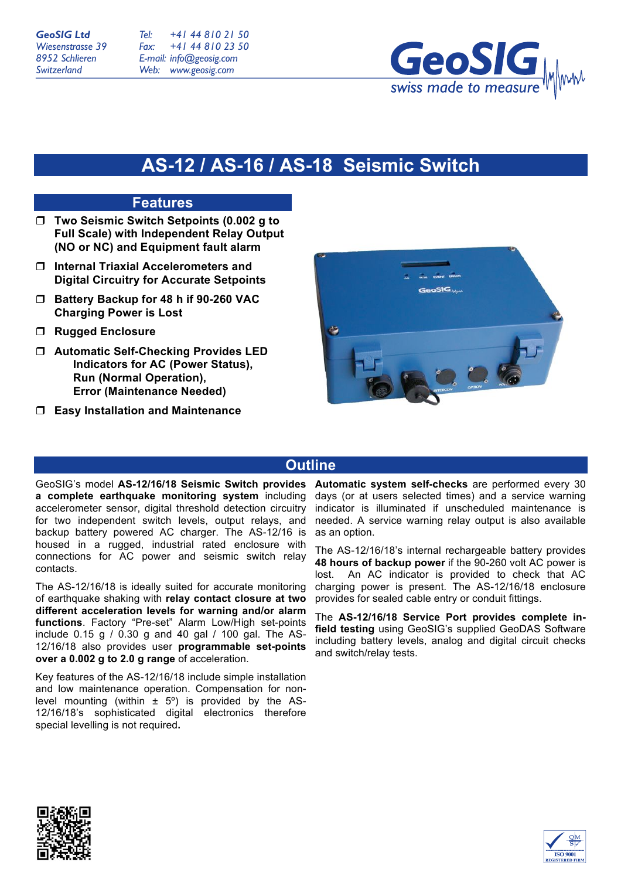GeoSIG Ltd
Wiesenstrasse 39
8952 Schlieren
Switzerland

Tel: +41 44 810 21 50
Fax: +41 44 810 23 50
E-mail: info@geosig.com
Web: www.geosig.com

GeoSIG swiss made to measure

# AS-12 / AS-16 / AS-18 Seismic Switch

## Features

- **Two Seismic Switch Setpoints (0.002 g to Full Scale) with Independent Relay Output (NO or NC) and Equipment fault alarm**
- **Internal Triaxial Accelerometers and Digital Circuitry for Accurate Setpoints**
- **Battery Backup for 48 h if 90-260 VAC Charging Power is Lost**
- **Rugged Enclosure**
- **Automatic Self-Checking Provides LED Indicators for AC (Power Status), Run (Normal Operation), Error (Maintenance Needed)**
- **Easy Installation and Maintenance**

## Outline

GeoSIG's model **AS-12/16/18 Seismic Switch provides a complete earthquake monitoring system** including accelerometer sensor, digital threshold detection circuitry for two independent switch levels, output relays, and backup battery powered AC charger. The AS-12/16 is housed in a rugged, industrial rated enclosure with connections for AC power and seismic switch relay contacts.

The AS-12/16/18 is ideally suited for accurate monitoring of earthquake shaking with **relay contact closure at two different acceleration levels for warning and/or alarm functions**. Factory "Pre-set" Alarm Low/High set-points include 0.15 g / 0.30 g and 40 gal / 100 gal. The AS-12/16/18 also provides user **programmable set-points over a 0.002 g to 2.0 g range** of acceleration.

Key features of the AS-12/16/18 include simple installation and low maintenance operation. Compensation for non-level mounting (within ± 5°) is provided by the AS-12/16/18's sophisticated digital electronics therefore special levelling is not required**.**

**Automatic system self-checks** are performed every 30 days (or at users selected times) and a service warning indicator is illuminated if unscheduled maintenance is needed. A service warning relay output is also available as an option.

The AS-12/16/18's internal rechargeable battery provides **48 hours of backup power** if the 90-260 volt AC power is lost. An AC indicator is provided to check that AC charging power is present. The AS-12/16/18 enclosure provides for sealed cable entry or conduit fittings.

The **AS-12/16/18 Service Port provides complete in-field testing** using GeoSIG's supplied GeoDAS Software including battery levels, analog and digital circuit checks and switch/relay tests.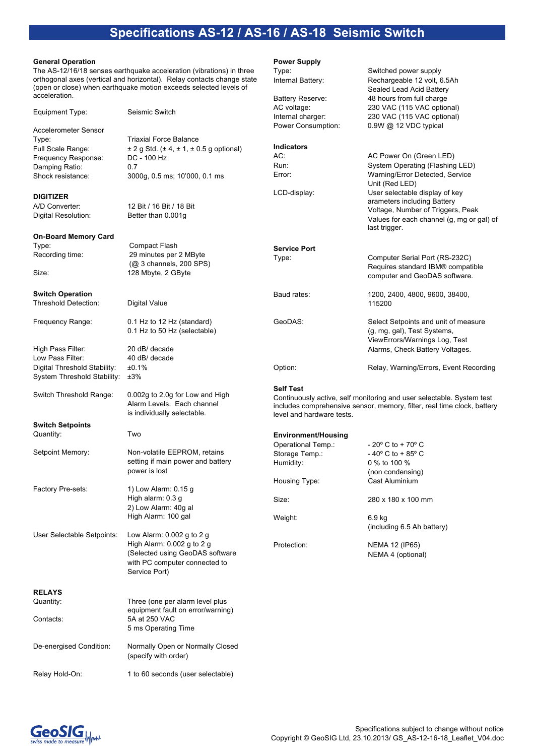# Specifications AS-12 / AS-16 / AS-18 Seismic Switch

**General Operation**

The AS-12/16/18 senses earthquake acceleration (vibrations) in three orthogonal axes (vertical and horizontal). Relay contacts change state (open or close) when earthquake motion exceeds selected levels of acceleration.

| | |
|---|---|
| Equipment Type: | Seismic Switch |

Accelerometer Sensor

| | |
|---|---|
| Type: | Triaxial Force Balance |
| Full Scale Range: | ± 2 g Std. (± 4, ± 1, ± 0.5 g optional) |
| Frequency Response: | DC - 100 Hz |
| Damping Ratio: | 0.7 |
| Shock resistance: | 3000g, 0.5 ms; 10'000, 0.1 ms |

**DIGITIZER**

| | |
|---|---|
| A/D Converter: | 12 Bit / 16 Bit / 18 Bit |
| Digital Resolution: | Better than 0.001g |

**On-Board Memory Card**

| | |
|---|---|
| Type: | Compact Flash |
| Recording time: | 29 minutes per 2 MByte (@ 3 channels, 200 SPS) |
| Size: | 128 Mbyte, 2 GByte |

**Switch Operation**

| | |
|---|---|
| Threshold Detection: | Digital Value |
| Frequency Range: | 0.1 Hz to 12 Hz (standard)<br>0.1 Hz to 50 Hz (selectable) |
| High Pass Filter: | 20 dB/ decade |
| Low Pass Filter: | 40 dB/ decade |
| Digital Threshold Stability: | ±0.1% |
| System Threshold Stability: | ±3% |
| Switch Threshold Range: | 0.002g to 2.0g for Low and High Alarm Levels. Each channel is individually selectable. |

**Switch Setpoints**

| | |
|---|---|
| Quantity: | Two |
| Setpoint Memory: | Non-volatile EEPROM, retains setting if main power and battery power is lost |
| Factory Pre-sets: | 1) Low Alarm: 0.15 g<br>High alarm: 0.3 g<br>2) Low Alarm: 40g al<br>High Alarm: 100 gal |
| User Selectable Setpoints: | Low Alarm: 0.002 g to 2 g<br>High Alarm: 0.002 g to 2 g<br>(Selected using GeoDAS software with PC computer connected to Service Port) |

**RELAYS**

| | |
|---|---|
| Quantity: | Three (one per alarm level plus equipment fault on error/warning) |
| Contacts: | 5A at 250 VAC<br>5 ms Operating Time |
| De-energised Condition: | Normally Open or Normally Closed (specify with order) |
| Relay Hold-On: | 1 to 60 seconds (user selectable) |

**Power Supply**

| | |
|---|---|
| Type: | Switched power supply |
| Internal Battery: | Rechargeable 12 volt, 6.5Ah Sealed Lead Acid Battery |
| Battery Reserve: | 48 hours from full charge |
| AC voltage: | 230 VAC (115 VAC optional) |
| Internal charger: | 230 VAC (115 VAC optional) |
| Power Consumption: | 0.9W @ 12 VDC typical |

**Indicators**

| | |
|---|---|
| AC: | AC Power On (Green LED) |
| Run: | System Operating (Flashing LED) |
| Error: | Warning/Error Detected, Service Unit (Red LED) |
| LCD-display: | User selectable display of key arameters including Battery Voltage, Number of Triggers, Peak Values for each channel (g, mg or gal) of last trigger. |

**Service Port**

| | |
|---|---|
| Type: | Computer Serial Port (RS-232C) Requires standard IBM® compatible computer and GeoDAS software. |
| Baud rates: | 1200, 2400, 4800, 9600, 38400, 115200 |
| GeoDAS: | Select Setpoints and unit of measure (g, mg, gal), Test Systems, ViewErrors/Warnings Log, Test Alarms, Check Battery Voltages. |
| Option: | Relay, Warning/Errors, Event Recording |

**Self Test**

Continuously active, self monitoring and user selectable. System test includes comprehensive sensor, memory, filter, real time clock, battery level and hardware tests.

**Environment/Housing**

| | |
|---|---|
| Operational Temp.: | - 20º C to + 70º C |
| Storage Temp.: | - 40º C to + 85º C |
| Humidity: | 0 % to 100 % (non condensing) |
| Housing Type: | Cast Aluminium |
| Size: | 280 x 180 x 100 mm |
| Weight: | 6.9 kg (including 6.5 Ah battery) |
| Protection: | NEMA 12 (IP65)<br>NEMA 4 (optional) |

Specifications subject to change without notice
Copyright © GeoSIG Ltd, 23.10.2013/ GS_AS-12-16-18_Leaflet_V04.doc